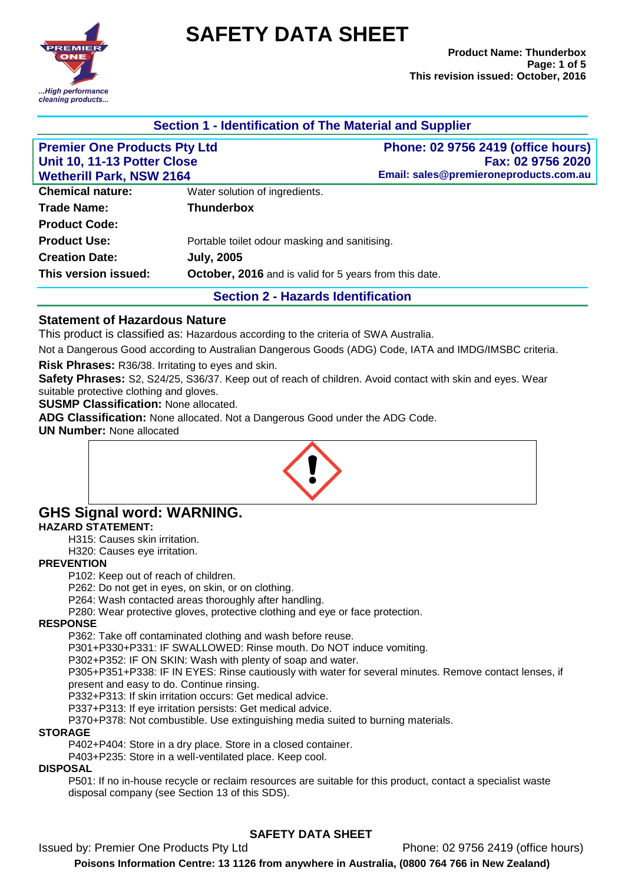# SAFETY DATA SHEET

**Product Name: Thunderbox**
**This revision issued: October, 2016**

## Section 1 - Identification of The Material and Supplier

| **Premier One Products Pty Ltd** | **Phone: 02 9756 2419 (office hours)** |
|---|---|
| **Unit 10, 11-13 Potter Close** | **Fax: 02 9756 2020** |
| **Wetherill Park, NSW 2164** | **Email: sales@premieroneproducts.com.au** |

| | |
|---|---|
| **Chemical nature:** | Water solution of ingredients. |
| **Trade Name:** | **Thunderbox** |
| **Product Code:** | |
| **Product Use:** | Portable toilet odour masking and sanitising. |
| **Creation Date:** | **July, 2005** |
| **This version issued:** | **October, 2016** and is valid for 5 years from this date. |

## Section 2 - Hazards Identification

### Statement of Hazardous Nature

This product is classified as: Hazardous according to the criteria of SWA Australia.

Not a Dangerous Good according to Australian Dangerous Goods (ADG) Code, IATA and IMDG/IMSBC criteria.

**Risk Phrases:** R36/38. Irritating to eyes and skin.

**Safety Phrases:** S2, S24/25, S36/37. Keep out of reach of children. Avoid contact with skin and eyes. Wear suitable protective clothing and gloves.

**SUSMP Classification:** None allocated.

**ADG Classification:** None allocated. Not a Dangerous Good under the ADG Code.

**UN Number:** None allocated

## GHS Signal word: WARNING.

**HAZARD STATEMENT:**

H315: Causes skin irritation.
H320: Causes eye irritation.

**PREVENTION**

P102: Keep out of reach of children.
P262: Do not get in eyes, on skin, or on clothing.
P264: Wash contacted areas thoroughly after handling.
P280: Wear protective gloves, protective clothing and eye or face protection.

**RESPONSE**

P362: Take off contaminated clothing and wash before reuse.
P301+P330+P331: IF SWALLOWED: Rinse mouth. Do NOT induce vomiting.
P302+P352: IF ON SKIN: Wash with plenty of soap and water.
P305+P351+P338: IF IN EYES: Rinse cautiously with water for several minutes. Remove contact lenses, if present and easy to do. Continue rinsing.
P332+P313: If skin irritation occurs: Get medical advice.
P337+P313: If eye irritation persists: Get medical advice.
P370+P378: Not combustible. Use extinguishing media suited to burning materials.

**STORAGE**

P402+P404: Store in a dry place. Store in a closed container.
P403+P235: Store in a well-ventilated place. Keep cool.

**DISPOSAL**

P501: If no in-house recycle or reclaim resources are suitable for this product, contact a specialist waste disposal company (see Section 13 of this SDS).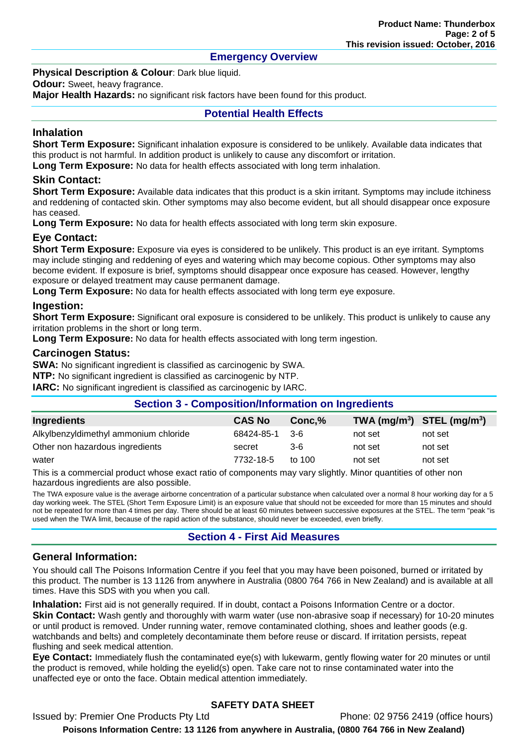## Emergency Overview

**Physical Description & Colour**: Dark blue liquid.

**Odour:** Sweet, heavy fragrance.

**Major Health Hazards:** no significant risk factors have been found for this product.

## Potential Health Effects

### Inhalation

**Short Term Exposure:** Significant inhalation exposure is considered to be unlikely. Available data indicates that this product is not harmful. In addition product is unlikely to cause any discomfort or irritation.

**Long Term Exposure:** No data for health effects associated with long term inhalation.

### Skin Contact:

**Short Term Exposure:** Available data indicates that this product is a skin irritant. Symptoms may include itchiness and reddening of contacted skin. Other symptoms may also become evident, but all should disappear once exposure has ceased.

**Long Term Exposure:** No data for health effects associated with long term skin exposure.

### Eye Contact:

**Short Term Exposure:** Exposure via eyes is considered to be unlikely. This product is an eye irritant. Symptoms may include stinging and reddening of eyes and watering which may become copious. Other symptoms may also become evident. If exposure is brief, symptoms should disappear once exposure has ceased. However, lengthy exposure or delayed treatment may cause permanent damage.

**Long Term Exposure:** No data for health effects associated with long term eye exposure.

### Ingestion:

**Short Term Exposure:** Significant oral exposure is considered to be unlikely. This product is unlikely to cause any irritation problems in the short or long term.

**Long Term Exposure:** No data for health effects associated with long term ingestion.

### Carcinogen Status:

**SWA:** No significant ingredient is classified as carcinogenic by SWA.

**NTP:** No significant ingredient is classified as carcinogenic by NTP.

**IARC:** No significant ingredient is classified as carcinogenic by IARC.

## Section 3 - Composition/Information on Ingredients

| Ingredients | CAS No | Conc,% | TWA ($mg/m^3$) | STEL ($mg/m^3$) |
|---|---|---|---|---|
| Alkylbenzyldimethyl ammonium chloride | 68424-85-1 | 3-6 | not set | not set |
| Other non hazardous ingredients | secret | 3-6 | not set | not set |
| water | 7732-18-5 | to 100 | not set | not set |

This is a commercial product whose exact ratio of components may vary slightly. Minor quantities of other non hazardous ingredients are also possible.

The TWA exposure value is the average airborne concentration of a particular substance when calculated over a normal 8 hour working day for a 5 day working week. The STEL (Short Term Exposure Limit) is an exposure value that should not be exceeded for more than 15 minutes and should not be repeated for more than 4 times per day. There should be at least 60 minutes between successive exposures at the STEL. The term "peak "is used when the TWA limit, because of the rapid action of the substance, should never be exceeded, even briefly.

## Section 4 - First Aid Measures

### General Information:

You should call The Poisons Information Centre if you feel that you may have been poisoned, burned or irritated by this product. The number is 13 1126 from anywhere in Australia (0800 764 766 in New Zealand) and is available at all times. Have this SDS with you when you call.

**Inhalation:** First aid is not generally required. If in doubt, contact a Poisons Information Centre or a doctor.

**Skin Contact:** Wash gently and thoroughly with warm water (use non-abrasive soap if necessary) for 10-20 minutes or until product is removed. Under running water, remove contaminated clothing, shoes and leather goods (e.g. watchbands and belts) and completely decontaminate them before reuse or discard. If irritation persists, repeat flushing and seek medical attention.

**Eye Contact:** Immediately flush the contaminated eye(s) with lukewarm, gently flowing water for 20 minutes or until the product is removed, while holding the eyelid(s) open. Take care not to rinse contaminated water into the unaffected eye or onto the face. Obtain medical attention immediately.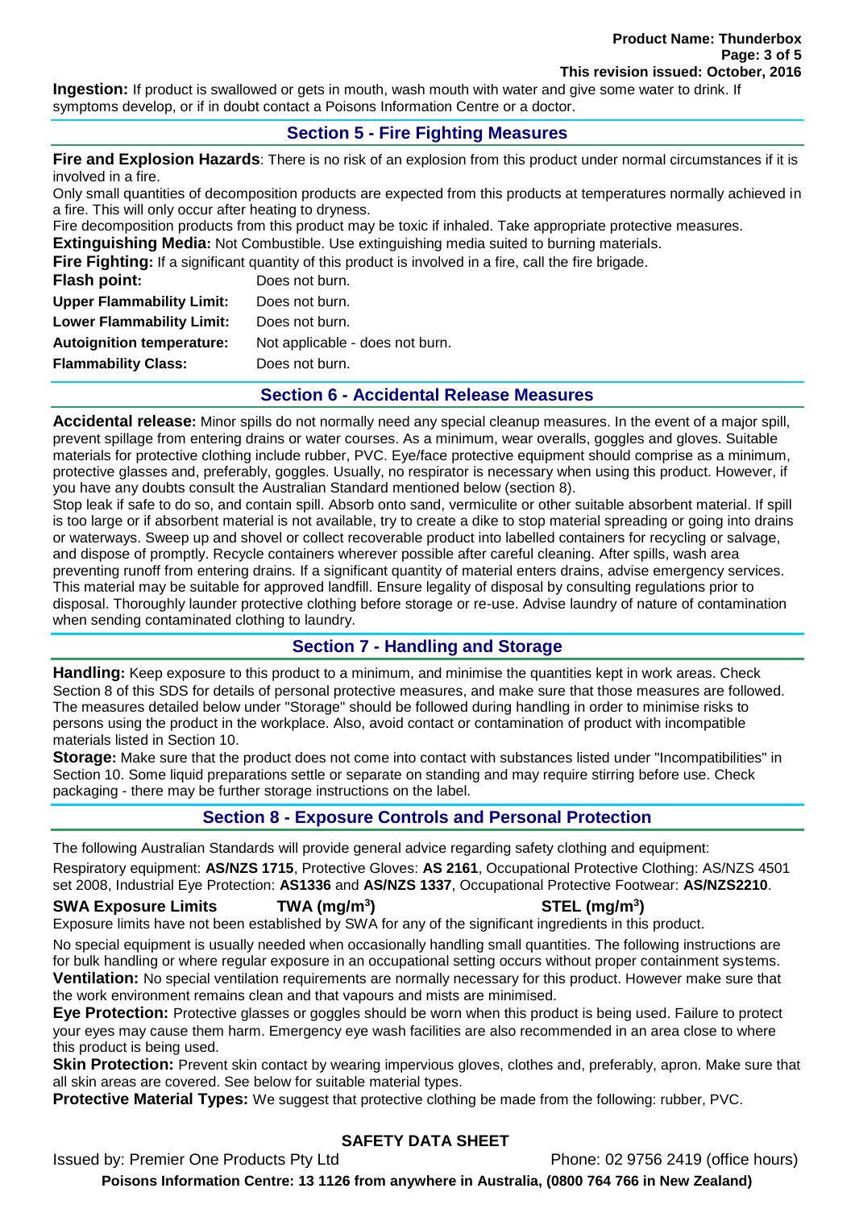**Ingestion:** If product is swallowed or gets in mouth, wash mouth with water and give some water to drink. If symptoms develop, or if in doubt contact a Poisons Information Centre or a doctor.

## Section 5 - Fire Fighting Measures

**Fire and Explosion Hazards**: There is no risk of an explosion from this product under normal circumstances if it is involved in a fire.

Only small quantities of decomposition products are expected from this products at temperatures normally achieved in a fire. This will only occur after heating to dryness.

Fire decomposition products from this product may be toxic if inhaled. Take appropriate protective measures.

**Extinguishing Media:** Not Combustible. Use extinguishing media suited to burning materials.

**Fire Fighting:** If a significant quantity of this product is involved in a fire, call the fire brigade.

| | |
|---|---|
| **Flash point:** | Does not burn. |
| **Upper Flammability Limit:** | Does not burn. |
| **Lower Flammability Limit:** | Does not burn. |
| **Autoignition temperature:** | Not applicable - does not burn. |
| **Flammability Class:** | Does not burn. |

## Section 6 - Accidental Release Measures

**Accidental release:** Minor spills do not normally need any special cleanup measures. In the event of a major spill, prevent spillage from entering drains or water courses. As a minimum, wear overalls, goggles and gloves. Suitable materials for protective clothing include rubber, PVC. Eye/face protective equipment should comprise as a minimum, protective glasses and, preferably, goggles. Usually, no respirator is necessary when using this product. However, if you have any doubts consult the Australian Standard mentioned below (section 8).

Stop leak if safe to do so, and contain spill. Absorb onto sand, vermiculite or other suitable absorbent material. If spill is too large or if absorbent material is not available, try to create a dike to stop material spreading or going into drains or waterways. Sweep up and shovel or collect recoverable product into labelled containers for recycling or salvage, and dispose of promptly. Recycle containers wherever possible after careful cleaning. After spills, wash area preventing runoff from entering drains. If a significant quantity of material enters drains, advise emergency services. This material may be suitable for approved landfill. Ensure legality of disposal by consulting regulations prior to disposal. Thoroughly launder protective clothing before storage or re-use. Advise laundry of nature of contamination when sending contaminated clothing to laundry.

## Section 7 - Handling and Storage

**Handling:** Keep exposure to this product to a minimum, and minimise the quantities kept in work areas. Check Section 8 of this SDS for details of personal protective measures, and make sure that those measures are followed. The measures detailed below under "Storage" should be followed during handling in order to minimise risks to persons using the product in the workplace. Also, avoid contact or contamination of product with incompatible materials listed in Section 10.

**Storage:** Make sure that the product does not come into contact with substances listed under "Incompatibilities" in Section 10. Some liquid preparations settle or separate on standing and may require stirring before use. Check packaging - there may be further storage instructions on the label.

## Section 8 - Exposure Controls and Personal Protection

The following Australian Standards will provide general advice regarding safety clothing and equipment:

Respiratory equipment: **AS/NZS 1715**, Protective Gloves: **AS 2161**, Occupational Protective Clothing: AS/NZS 4501 set 2008, Industrial Eye Protection: **AS1336** and **AS/NZS 1337**, Occupational Protective Footwear: **AS/NZS2210**.

| **SWA Exposure Limits** | **TWA (mg/m$^3$)** | **STEL (mg/m$^3$)** |
|---|---|---|

Exposure limits have not been established by SWA for any of the significant ingredients in this product.

No special equipment is usually needed when occasionally handling small quantities. The following instructions are for bulk handling or where regular exposure in an occupational setting occurs without proper containment systems.

**Ventilation:** No special ventilation requirements are normally necessary for this product. However make sure that the work environment remains clean and that vapours and mists are minimised.

**Eye Protection:** Protective glasses or goggles should be worn when this product is being used. Failure to protect your eyes may cause them harm. Emergency eye wash facilities are also recommended in an area close to where this product is being used.

**Skin Protection:** Prevent skin contact by wearing impervious gloves, clothes and, preferably, apron. Make sure that all skin areas are covered. See below for suitable material types.

**Protective Material Types:** We suggest that protective clothing be made from the following: rubber, PVC.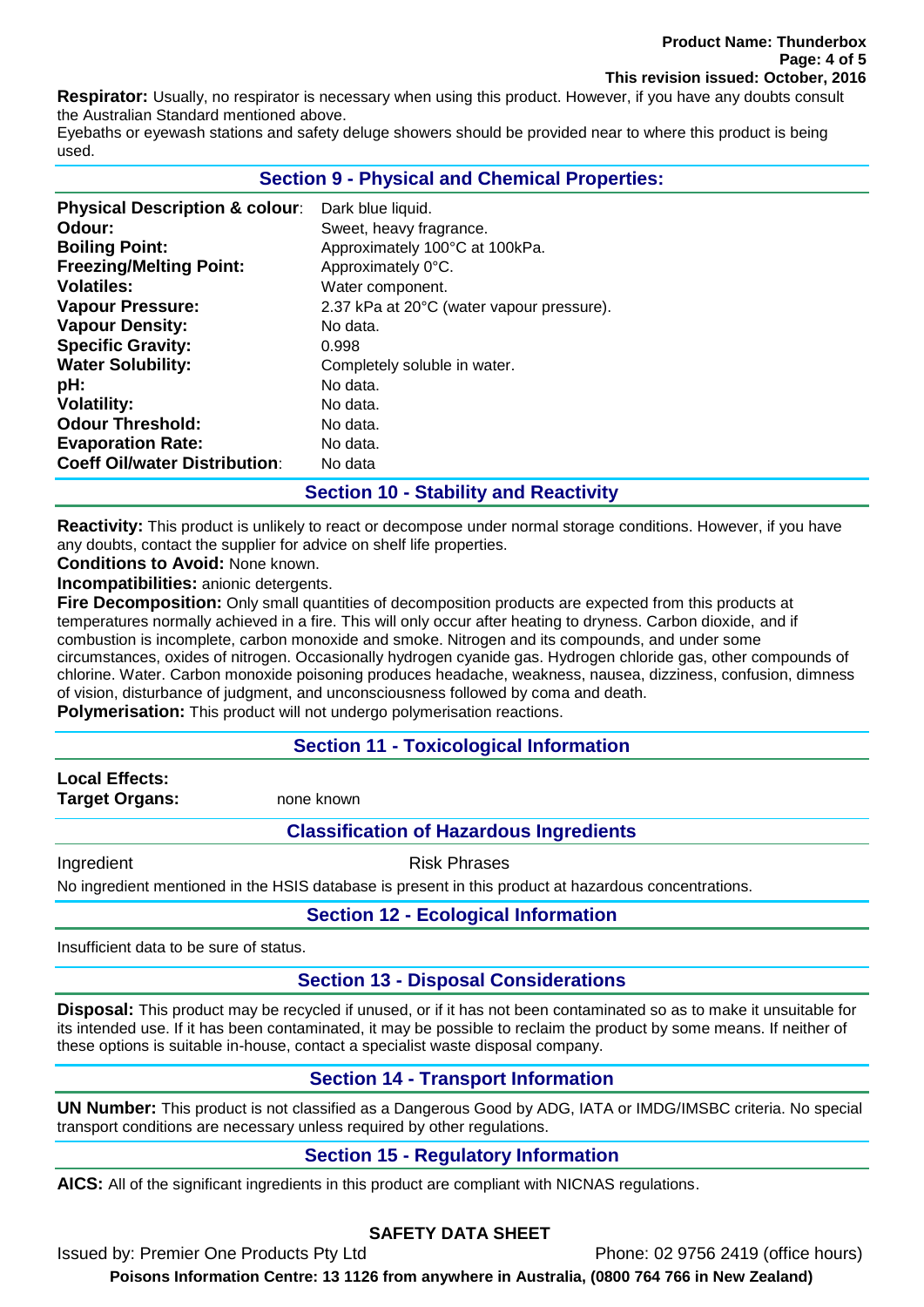**Respirator:** Usually, no respirator is necessary when using this product. However, if you have any doubts consult the Australian Standard mentioned above.

Eyebaths or eyewash stations and safety deluge showers should be provided near to where this product is being used.

## Section 9 - Physical and Chemical Properties:

| | |
|---|---|
| **Physical Description & colour**: | Dark blue liquid. |
| **Odour:** | Sweet, heavy fragrance. |
| **Boiling Point:** | Approximately 100°C at 100kPa. |
| **Freezing/Melting Point:** | Approximately 0°C. |
| **Volatiles:** | Water component. |
| **Vapour Pressure:** | 2.37 kPa at 20°C (water vapour pressure). |
| **Vapour Density:** | No data. |
| **Specific Gravity:** | 0.998 |
| **Water Solubility:** | Completely soluble in water. |
| **pH:** | No data. |
| **Volatility:** | No data. |
| **Odour Threshold:** | No data. |
| **Evaporation Rate:** | No data. |
| **Coeff Oil/water Distribution**: | No data |

## Section 10 - Stability and Reactivity

**Reactivity:** This product is unlikely to react or decompose under normal storage conditions. However, if you have any doubts, contact the supplier for advice on shelf life properties.

**Conditions to Avoid:** None known.

**Incompatibilities:** anionic detergents.

**Fire Decomposition:** Only small quantities of decomposition products are expected from this products at temperatures normally achieved in a fire. This will only occur after heating to dryness. Carbon dioxide, and if combustion is incomplete, carbon monoxide and smoke. Nitrogen and its compounds, and under some circumstances, oxides of nitrogen. Occasionally hydrogen cyanide gas. Hydrogen chloride gas, other compounds of chlorine. Water. Carbon monoxide poisoning produces headache, weakness, nausea, dizziness, confusion, dimness of vision, disturbance of judgment, and unconsciousness followed by coma and death.

**Polymerisation:** This product will not undergo polymerisation reactions.

## Section 11 - Toxicological Information

**Local Effects:**

**Target Organs:** none known

## Classification of Hazardous Ingredients

| Ingredient | Risk Phrases |
|---|---|

No ingredient mentioned in the HSIS database is present in this product at hazardous concentrations.

## Section 12 - Ecological Information

Insufficient data to be sure of status.

## Section 13 - Disposal Considerations

**Disposal:** This product may be recycled if unused, or if it has not been contaminated so as to make it unsuitable for its intended use. If it has been contaminated, it may be possible to reclaim the product by some means. If neither of these options is suitable in-house, contact a specialist waste disposal company.

## Section 14 - Transport Information

**UN Number:** This product is not classified as a Dangerous Good by ADG, IATA or IMDG/IMSBC criteria. No special transport conditions are necessary unless required by other regulations.

## Section 15 - Regulatory Information

**AICS:** All of the significant ingredients in this product are compliant with NICNAS regulations.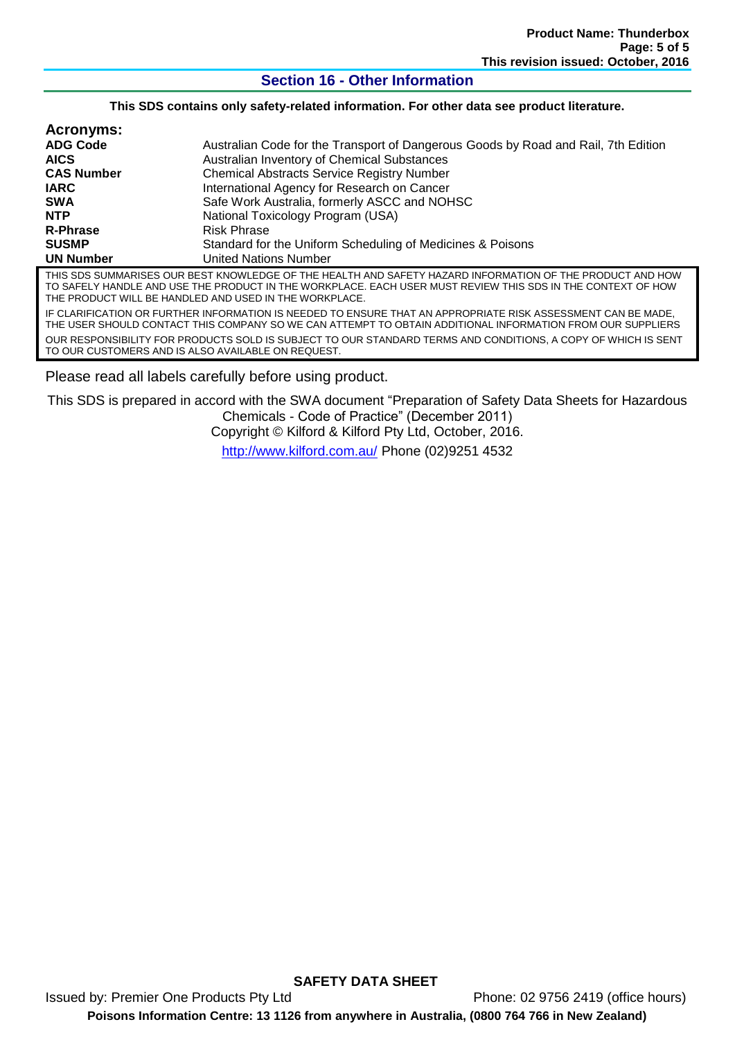## Section 16 - Other Information

**This SDS contains only safety-related information. For other data see product literature.**

### Acronyms:

| | |
|---|---|
| **ADG Code** | Australian Code for the Transport of Dangerous Goods by Road and Rail, 7th Edition |
| **AICS** | Australian Inventory of Chemical Substances |
| **CAS Number** | Chemical Abstracts Service Registry Number |
| **IARC** | International Agency for Research on Cancer |
| **SWA** | Safe Work Australia, formerly ASCC and NOHSC |
| **NTP** | National Toxicology Program (USA) |
| **R-Phrase** | Risk Phrase |
| **SUSMP** | Standard for the Uniform Scheduling of Medicines & Poisons |
| **UN Number** | United Nations Number |

THIS SDS SUMMARISES OUR BEST KNOWLEDGE OF THE HEALTH AND SAFETY HAZARD INFORMATION OF THE PRODUCT AND HOW TO SAFELY HANDLE AND USE THE PRODUCT IN THE WORKPLACE. EACH USER MUST REVIEW THIS SDS IN THE CONTEXT OF HOW THE PRODUCT WILL BE HANDLED AND USED IN THE WORKPLACE.

IF CLARIFICATION OR FURTHER INFORMATION IS NEEDED TO ENSURE THAT AN APPROPRIATE RISK ASSESSMENT CAN BE MADE, THE USER SHOULD CONTACT THIS COMPANY SO WE CAN ATTEMPT TO OBTAIN ADDITIONAL INFORMATION FROM OUR SUPPLIERS

OUR RESPONSIBILITY FOR PRODUCTS SOLD IS SUBJECT TO OUR STANDARD TERMS AND CONDITIONS, A COPY OF WHICH IS SENT TO OUR CUSTOMERS AND IS ALSO AVAILABLE ON REQUEST.

Please read all labels carefully before using product.

This SDS is prepared in accord with the SWA document "Preparation of Safety Data Sheets for Hazardous Chemicals - Code of Practice" (December 2011)
Copyright © Kilford & Kilford Pty Ltd, October, 2016.
http://www.kilford.com.au/ Phone (02)9251 4532